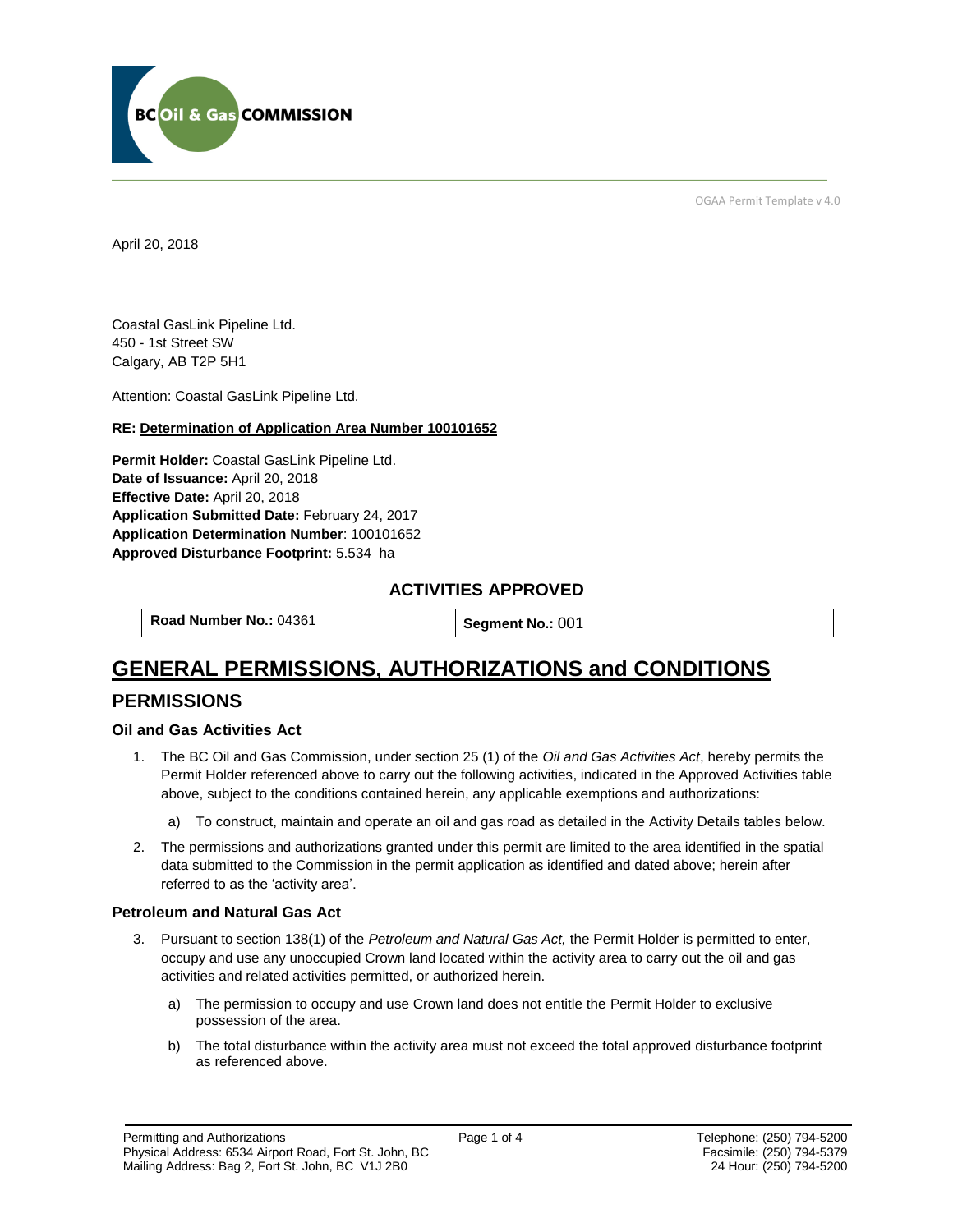BC Oil & Gas COMMISSION

OGAA Permit Template v 4.0

April 20, 2018

Coastal GasLink Pipeline Ltd.  
450 - 1st Street SW  
Calgary, AB T2P 5H1

Attention: Coastal GasLink Pipeline Ltd.

**RE: Determination of Application Area Number 100101652**

**Permit Holder:** Coastal GasLink Pipeline Ltd.  
**Date of Issuance:** April 20, 2018  
**Effective Date:** April 20, 2018  
**Application Submitted Date:** February 24, 2017  
**Application Determination Number**: 100101652  
**Approved Disturbance Footprint:** 5.534 ha

### ACTIVITIES APPROVED

| **Road Number No.:** 04361 | **Segment No.:** 001 |
|---|---|

# GENERAL PERMISSIONS, AUTHORIZATIONS and CONDITIONS

## PERMISSIONS

### Oil and Gas Activities Act

1. The BC Oil and Gas Commission, under section 25 (1) of the *Oil and Gas Activities Act*, hereby permits the Permit Holder referenced above to carry out the following activities, indicated in the Approved Activities table above, subject to the conditions contained herein, any applicable exemptions and authorizations:
   a) To construct, maintain and operate an oil and gas road as detailed in the Activity Details tables below.
2. The permissions and authorizations granted under this permit are limited to the area identified in the spatial data submitted to the Commission in the permit application as identified and dated above; herein after referred to as the 'activity area'.

### Petroleum and Natural Gas Act

3. Pursuant to section 138(1) of the *Petroleum and Natural Gas Act,* the Permit Holder is permitted to enter, occupy and use any unoccupied Crown land located within the activity area to carry out the oil and gas activities and related activities permitted, or authorized herein.
   a) The permission to occupy and use Crown land does not entitle the Permit Holder to exclusive possession of the area.
   b) The total disturbance within the activity area must not exceed the total approved disturbance footprint as referenced above.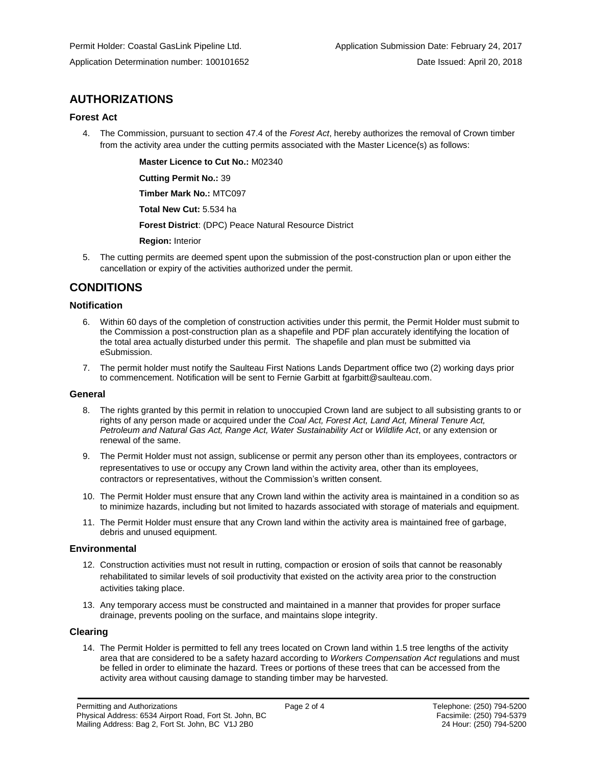Permit Holder: Coastal GasLink Pipeline Ltd. Application Submission Date: February 24, 2017

Application Determination number: 100101652 Date Issued: April 20, 2018

## AUTHORIZATIONS

### Forest Act

4. The Commission, pursuant to section 47.4 of the *Forest Act*, hereby authorizes the removal of Crown timber from the activity area under the cutting permits associated with the Master Licence(s) as follows:

   **Master Licence to Cut No.:** M02340

   **Cutting Permit No.:** 39

   **Timber Mark No.:** MTC097

   **Total New Cut:** 5.534 ha

   **Forest District**: (DPC) Peace Natural Resource District

   **Region:** Interior

5. The cutting permits are deemed spent upon the submission of the post-construction plan or upon either the cancellation or expiry of the activities authorized under the permit.

## CONDITIONS

### Notification

6. Within 60 days of the completion of construction activities under this permit, the Permit Holder must submit to the Commission a post-construction plan as a shapefile and PDF plan accurately identifying the location of the total area actually disturbed under this permit. The shapefile and plan must be submitted via eSubmission.
7. The permit holder must notify the Saulteau First Nations Lands Department office two (2) working days prior to commencement. Notification will be sent to Fernie Garbitt at fgarbitt@saulteau.com.

### General

8. The rights granted by this permit in relation to unoccupied Crown land are subject to all subsisting grants to or rights of any person made or acquired under the *Coal Act, Forest Act, Land Act, Mineral Tenure Act, Petroleum and Natural Gas Act, Range Act, Water Sustainability Act* or *Wildlife Act*, or any extension or renewal of the same.
9. The Permit Holder must not assign, sublicense or permit any person other than its employees, contractors or representatives to use or occupy any Crown land within the activity area, other than its employees, contractors or representatives, without the Commission's written consent.
10. The Permit Holder must ensure that any Crown land within the activity area is maintained in a condition so as to minimize hazards, including but not limited to hazards associated with storage of materials and equipment.
11. The Permit Holder must ensure that any Crown land within the activity area is maintained free of garbage, debris and unused equipment.

### Environmental

12. Construction activities must not result in rutting, compaction or erosion of soils that cannot be reasonably rehabilitated to similar levels of soil productivity that existed on the activity area prior to the construction activities taking place.
13. Any temporary access must be constructed and maintained in a manner that provides for proper surface drainage, prevents pooling on the surface, and maintains slope integrity.

### Clearing

14. The Permit Holder is permitted to fell any trees located on Crown land within 1.5 tree lengths of the activity area that are considered to be a safety hazard according to *Workers Compensation Act* regulations and must be felled in order to eliminate the hazard. Trees or portions of these trees that can be accessed from the activity area without causing damage to standing timber may be harvested.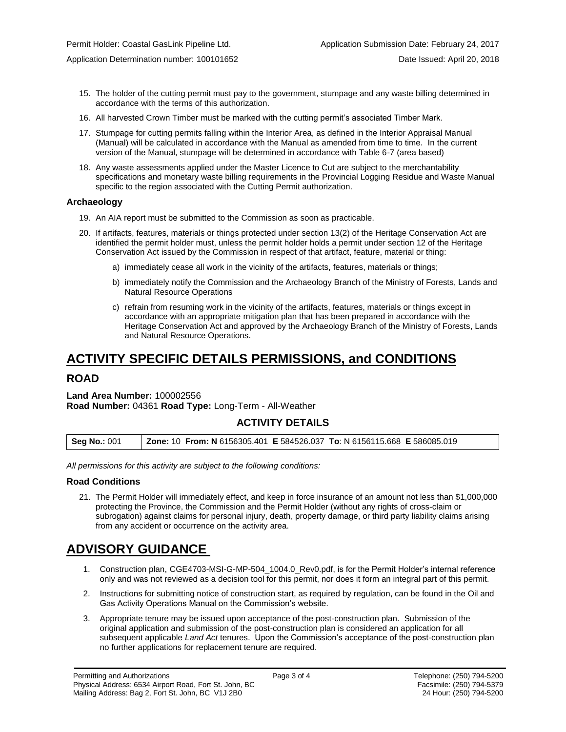15. The holder of the cutting permit must pay to the government, stumpage and any waste billing determined in accordance with the terms of this authorization.
16. All harvested Crown Timber must be marked with the cutting permit's associated Timber Mark.
17. Stumpage for cutting permits falling within the Interior Area, as defined in the Interior Appraisal Manual (Manual) will be calculated in accordance with the Manual as amended from time to time. In the current version of the Manual, stumpage will be determined in accordance with Table 6-7 (area based)
18. Any waste assessments applied under the Master Licence to Cut are subject to the merchantability specifications and monetary waste billing requirements in the Provincial Logging Residue and Waste Manual specific to the region associated with the Cutting Permit authorization.

### Archaeology

19. An AIA report must be submitted to the Commission as soon as practicable.
20. If artifacts, features, materials or things protected under section 13(2) of the Heritage Conservation Act are identified the permit holder must, unless the permit holder holds a permit under section 12 of the Heritage Conservation Act issued by the Commission in respect of that artifact, feature, material or thing:
    a) immediately cease all work in the vicinity of the artifacts, features, materials or things;
    b) immediately notify the Commission and the Archaeology Branch of the Ministry of Forests, Lands and Natural Resource Operations
    c) refrain from resuming work in the vicinity of the artifacts, features, materials or things except in accordance with an appropriate mitigation plan that has been prepared in accordance with the Heritage Conservation Act and approved by the Archaeology Branch of the Ministry of Forests, Lands and Natural Resource Operations.

# ACTIVITY SPECIFIC DETAILS PERMISSIONS, and CONDITIONS

## ROAD

**Land Area Number:** 100002556
**Road Number:** 04361 **Road Type:** Long-Term - All-Weather

### ACTIVITY DETAILS

| **Seg No.:** 001 | **Zone:** 10 **From: N** 6156305.401 **E** 584526.037 **To**: N 6156115.668 **E** 586085.019 |
|---|---|

*All permissions for this activity are subject to the following conditions:*

### Road Conditions

21. The Permit Holder will immediately effect, and keep in force insurance of an amount not less than $1,000,000 protecting the Province, the Commission and the Permit Holder (without any rights of cross-claim or subrogation) against claims for personal injury, death, property damage, or third party liability claims arising from any accident or occurrence on the activity area.

# ADVISORY GUIDANCE

1. Construction plan, CGE4703-MSI-G-MP-504_1004.0_Rev0.pdf, is for the Permit Holder's internal reference only and was not reviewed as a decision tool for this permit, nor does it form an integral part of this permit.
2. Instructions for submitting notice of construction start, as required by regulation, can be found in the Oil and Gas Activity Operations Manual on the Commission's website.
3. Appropriate tenure may be issued upon acceptance of the post-construction plan. Submission of the original application and submission of the post-construction plan is considered an application for all subsequent applicable *Land Act* tenures. Upon the Commission's acceptance of the post-construction plan no further applications for replacement tenure are required.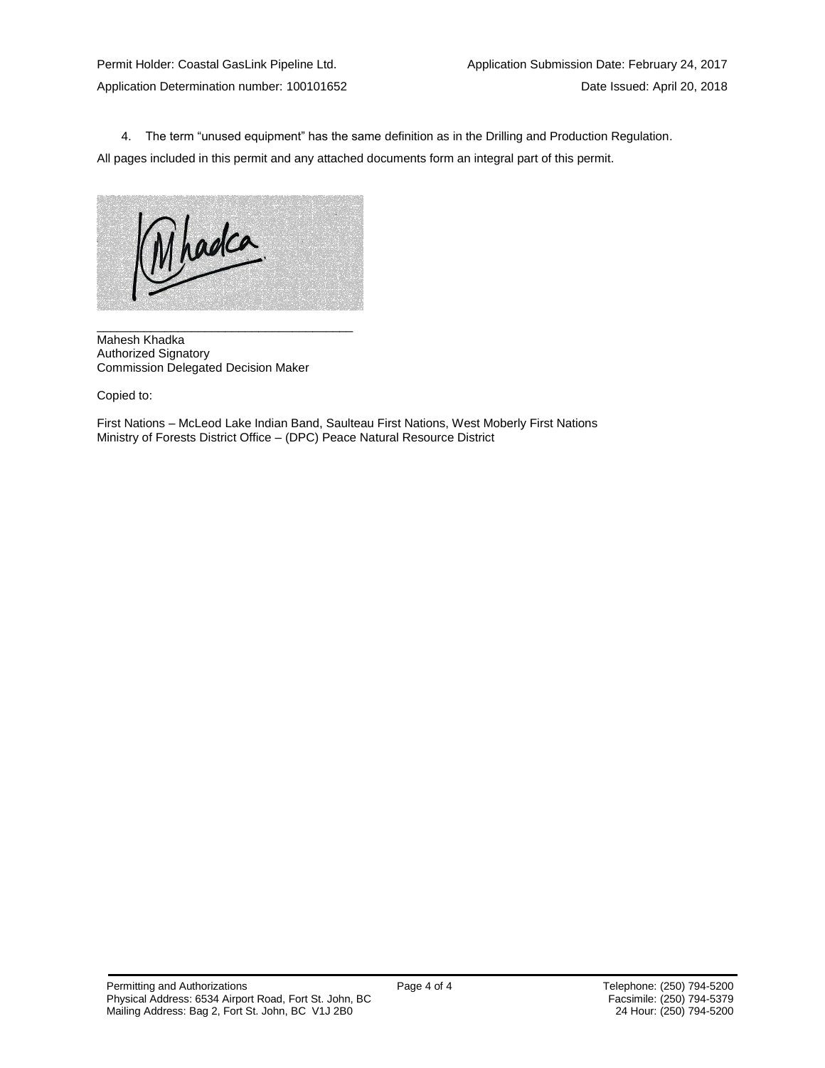4. The term “unused equipment” has the same definition as in the Drilling and Production Regulation.

All pages included in this permit and any attached documents form an integral part of this permit.

\_\_\_\_\_\_\_\_\_\_\_\_\_\_\_\_\_\_\_\_\_\_\_\_\_\_\_\_\_\_\_\_\_\_\_\_\_\_\_

Mahesh Khadka
Authorized Signatory
Commission Delegated Decision Maker

Copied to:

First Nations – McLeod Lake Indian Band, Saulteau First Nations, West Moberly First Nations
Ministry of Forests District Office – (DPC) Peace Natural Resource District